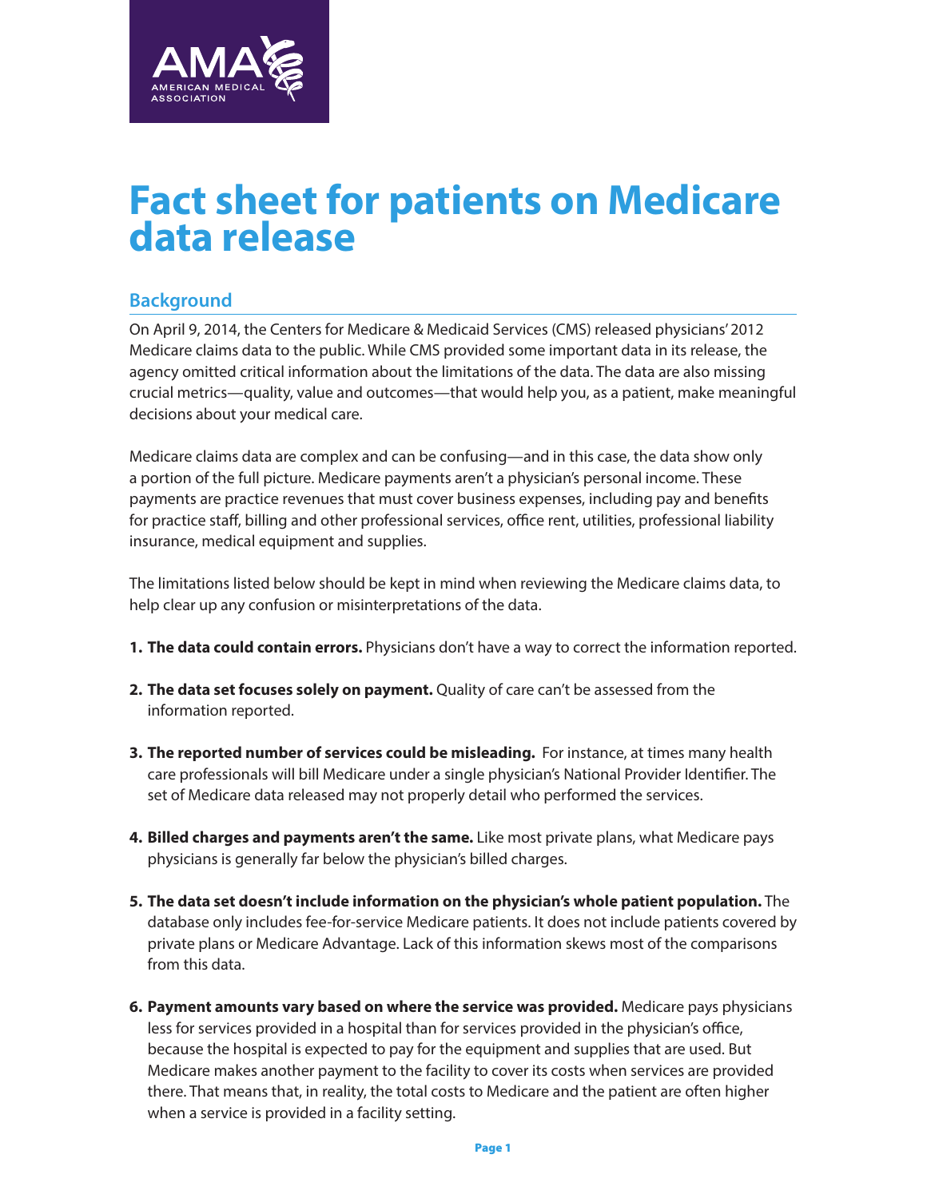# Fact sheet for patients on Medicare data release

## Background

On April 9, 2014, the Centers for Medicare & Medicaid Services (CMS) released physicians' 2012 Medicare claims data to the public. While CMS provided some important data in its release, the agency omitted critical information about the limitations of the data. The data are also missing crucial metrics—quality, value and outcomes—that would help you, as a patient, make meaningful decisions about your medical care.

Medicare claims data are complex and can be confusing—and in this case, the data show only a portion of the full picture. Medicare payments aren't a physician's personal income. These payments are practice revenues that must cover business expenses, including pay and benefits for practice staff, billing and other professional services, office rent, utilities, professional liability insurance, medical equipment and supplies.

The limitations listed below should be kept in mind when reviewing the Medicare claims data, to help clear up any confusion or misinterpretations of the data.

1. **The data could contain errors.** Physicians don't have a way to correct the information reported.
2. **The data set focuses solely on payment.** Quality of care can't be assessed from the information reported.
3. **The reported number of services could be misleading.** For instance, at times many health care professionals will bill Medicare under a single physician's National Provider Identifier. The set of Medicare data released may not properly detail who performed the services.
4. **Billed charges and payments aren't the same.** Like most private plans, what Medicare pays physicians is generally far below the physician's billed charges.
5. **The data set doesn't include information on the physician's whole patient population.** The database only includes fee-for-service Medicare patients. It does not include patients covered by private plans or Medicare Advantage. Lack of this information skews most of the comparisons from this data.
6. **Payment amounts vary based on where the service was provided.** Medicare pays physicians less for services provided in a hospital than for services provided in the physician's office, because the hospital is expected to pay for the equipment and supplies that are used. But Medicare makes another payment to the facility to cover its costs when services are provided there. That means that, in reality, the total costs to Medicare and the patient are often higher when a service is provided in a facility setting.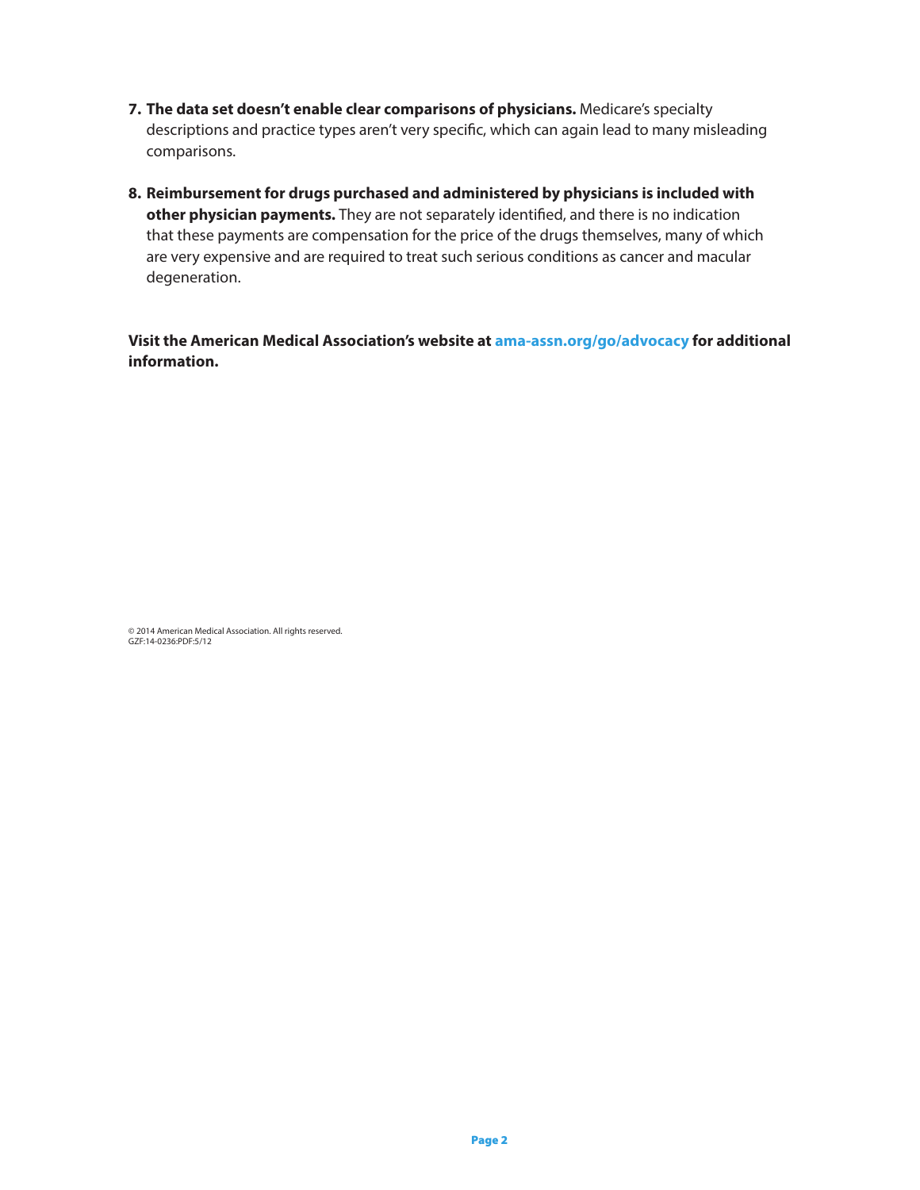7. **The data set doesn't enable clear comparisons of physicians.** Medicare's specialty descriptions and practice types aren't very specific, which can again lead to many misleading comparisons.

8. **Reimbursement for drugs purchased and administered by physicians is included with other physician payments.** They are not separately identified, and there is no indication that these payments are compensation for the price of the drugs themselves, many of which are very expensive and are required to treat such serious conditions as cancer and macular degeneration.

**Visit the American Medical Association's website at ama-assn.org/go/advocacy for additional information.**

© 2014 American Medical Association. All rights reserved.
GZF:14-0236:PDF:5/12